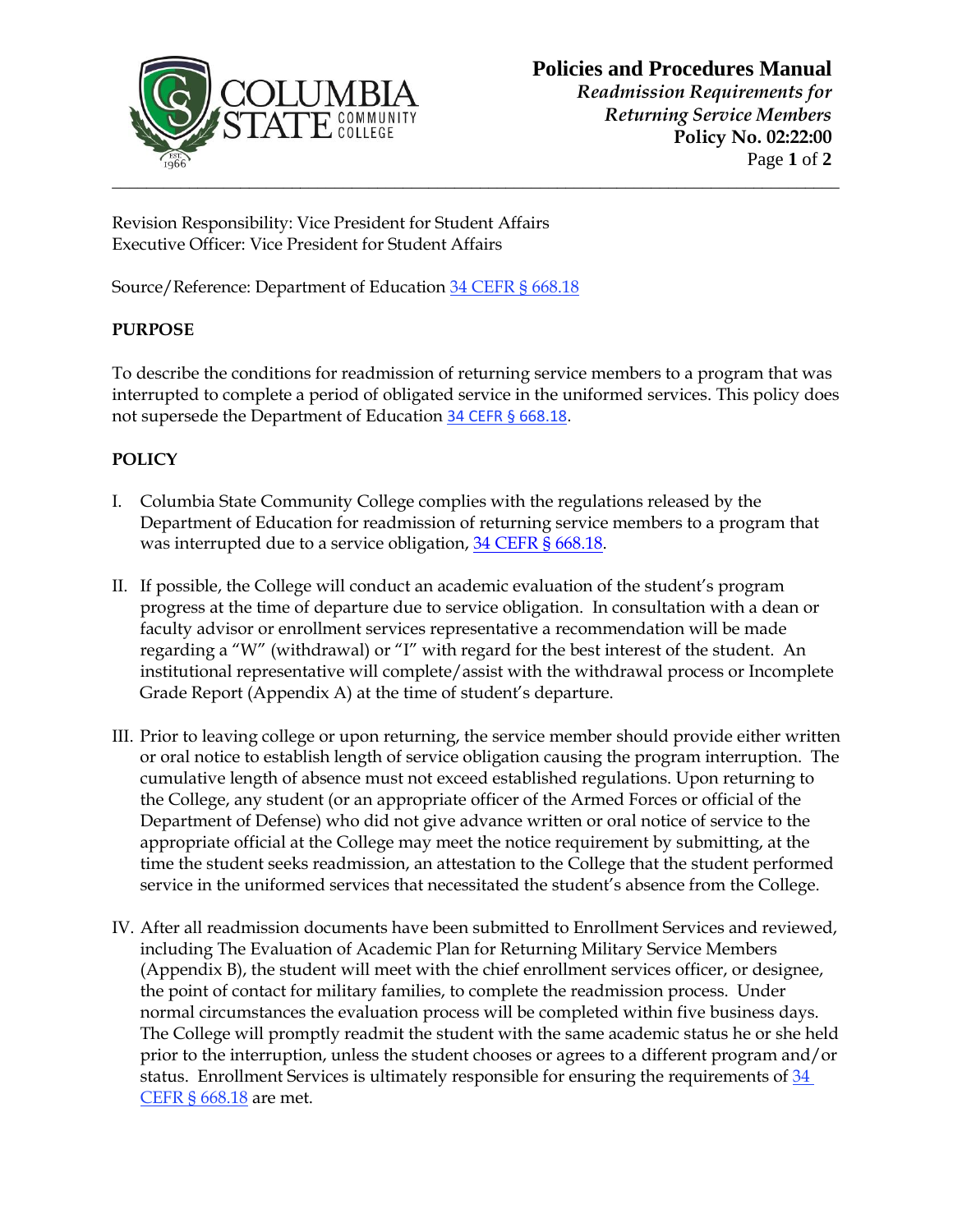**Policies and Procedures Manual**
*Readmission Requirements for Returning Service Members*
**Policy No. 02:22:00**

Revision Responsibility: Vice President for Student Affairs
Executive Officer: Vice President for Student Affairs

Source/Reference: Department of Education 34 CEFR § 668.18

## PURPOSE

To describe the conditions for readmission of returning service members to a program that was interrupted to complete a period of obligated service in the uniformed services. This policy does not supersede the Department of Education 34 CEFR § 668.18.

## POLICY

I. Columbia State Community College complies with the regulations released by the Department of Education for readmission of returning service members to a program that was interrupted due to a service obligation, 34 CEFR § 668.18.

II. If possible, the College will conduct an academic evaluation of the student's program progress at the time of departure due to service obligation. In consultation with a dean or faculty advisor or enrollment services representative a recommendation will be made regarding a "W" (withdrawal) or "I" with regard for the best interest of the student. An institutional representative will complete/assist with the withdrawal process or Incomplete Grade Report (Appendix A) at the time of student's departure.

III. Prior to leaving college or upon returning, the service member should provide either written or oral notice to establish length of service obligation causing the program interruption. The cumulative length of absence must not exceed established regulations. Upon returning to the College, any student (or an appropriate officer of the Armed Forces or official of the Department of Defense) who did not give advance written or oral notice of service to the appropriate official at the College may meet the notice requirement by submitting, at the time the student seeks readmission, an attestation to the College that the student performed service in the uniformed services that necessitated the student's absence from the College.

IV. After all readmission documents have been submitted to Enrollment Services and reviewed, including The Evaluation of Academic Plan for Returning Military Service Members (Appendix B), the student will meet with the chief enrollment services officer, or designee, the point of contact for military families, to complete the readmission process. Under normal circumstances the evaluation process will be completed within five business days. The College will promptly readmit the student with the same academic status he or she held prior to the interruption, unless the student chooses or agrees to a different program and/or status. Enrollment Services is ultimately responsible for ensuring the requirements of 34 CEFR § 668.18 are met.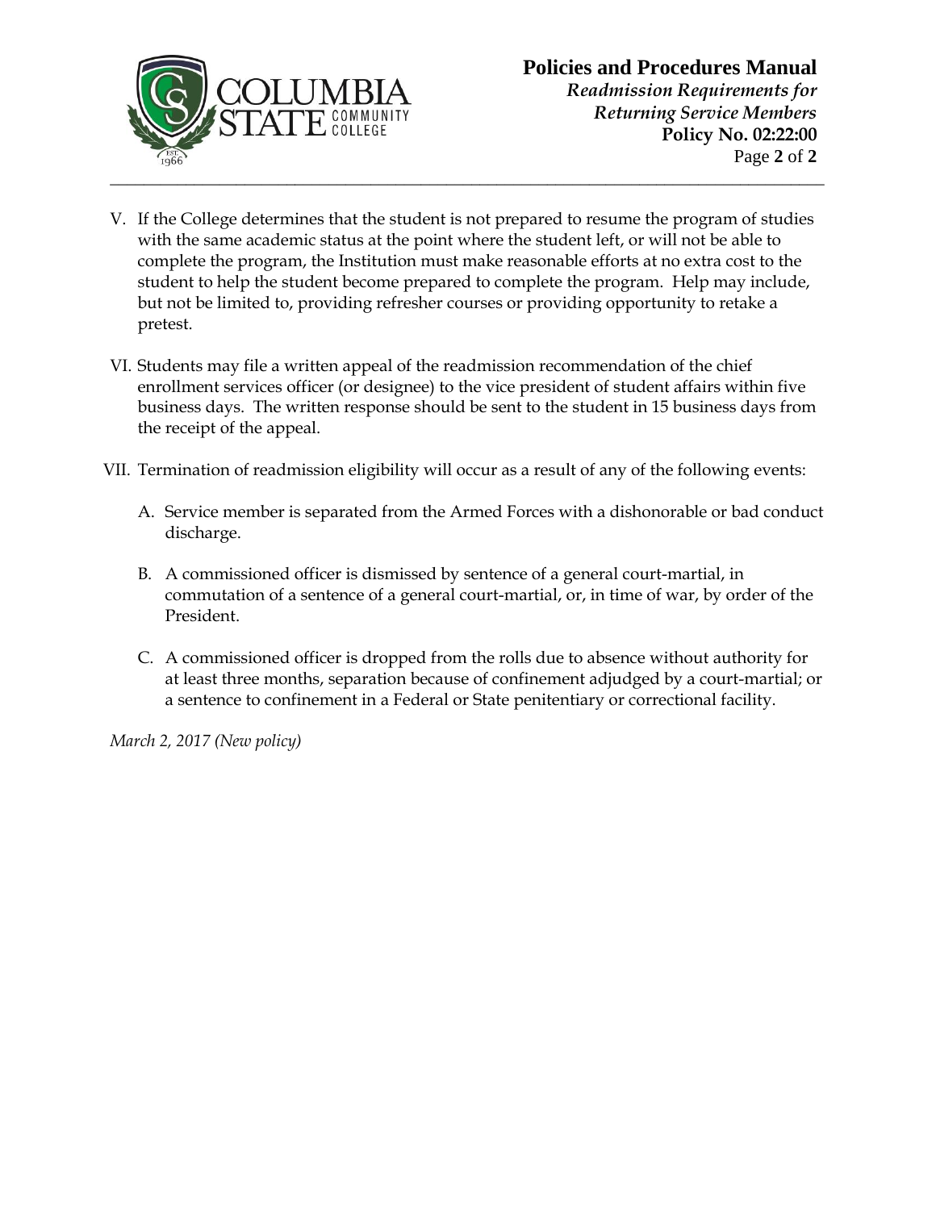V. If the College determines that the student is not prepared to resume the program of studies with the same academic status at the point where the student left, or will not be able to complete the program, the Institution must make reasonable efforts at no extra cost to the student to help the student become prepared to complete the program. Help may include, but not be limited to, providing refresher courses or providing opportunity to retake a pretest.

VI. Students may file a written appeal of the readmission recommendation of the chief enrollment services officer (or designee) to the vice president of student affairs within five business days. The written response should be sent to the student in 15 business days from the receipt of the appeal.

VII. Termination of readmission eligibility will occur as a result of any of the following events:

   A. Service member is separated from the Armed Forces with a dishonorable or bad conduct discharge.

   B. A commissioned officer is dismissed by sentence of a general court-martial, in commutation of a sentence of a general court-martial, or, in time of war, by order of the President.

   C. A commissioned officer is dropped from the rolls due to absence without authority for at least three months, separation because of confinement adjudged by a court-martial; or a sentence to confinement in a Federal or State penitentiary or correctional facility.

*March 2, 2017 (New policy)*